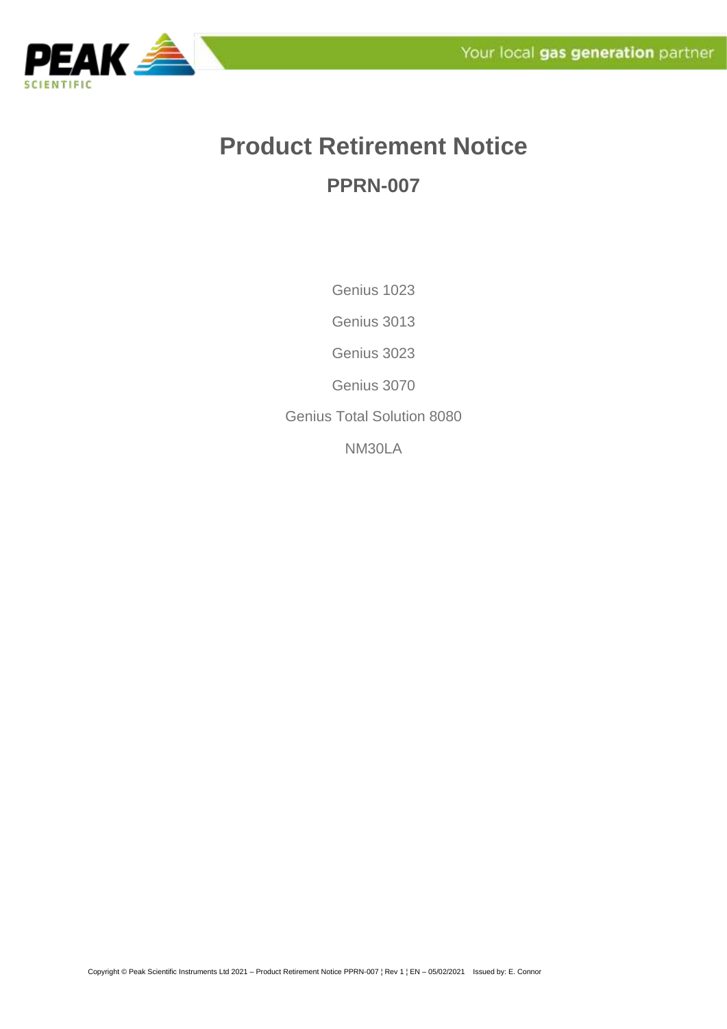# Product Retirement Notice

## PPRN-007

Genius 1023

Genius 3013

Genius 3023

Genius 3070

Genius Total Solution 8080

NM30LA

Copyright © Peak Scientific Instruments Ltd 2021 – Product Retirement Notice PPRN-007 ¦ Rev 1 ¦ EN – 05/02/2021 Issued by: E. Connor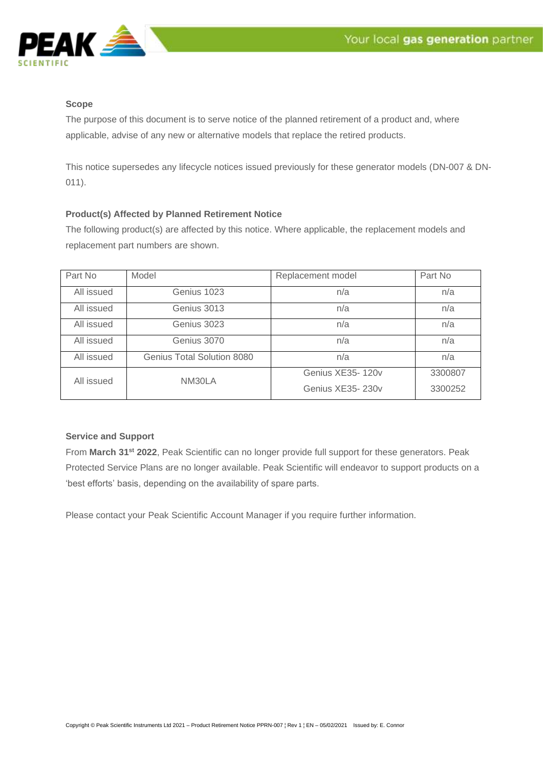### Scope

The purpose of this document is to serve notice of the planned retirement of a product and, where applicable, advise of any new or alternative models that replace the retired products.

This notice supersedes any lifecycle notices issued previously for these generator models (DN-007 & DN-011).

### Product(s) Affected by Planned Retirement Notice

The following product(s) are affected by this notice. Where applicable, the replacement models and replacement part numbers are shown.

| Part No | Model | Replacement model | Part No |
|---|---|---|---|
| All issued | Genius 1023 | n/a | n/a |
| All issued | Genius 3013 | n/a | n/a |
| All issued | Genius 3023 | n/a | n/a |
| All issued | Genius 3070 | n/a | n/a |
| All issued | Genius Total Solution 8080 | n/a | n/a |
| All issued | NM30LA | Genius XE35- 120v<br>Genius XE35- 230v | 3300807<br>3300252 |

### Service and Support

From **March 31st 2022**, Peak Scientific can no longer provide full support for these generators. Peak Protected Service Plans are no longer available. Peak Scientific will endeavor to support products on a 'best efforts' basis, depending on the availability of spare parts.

Please contact your Peak Scientific Account Manager if you require further information.

Copyright © Peak Scientific Instruments Ltd 2021 – Product Retirement Notice PPRN-007 ¦ Rev 1 ¦ EN – 05/02/2021 Issued by: E. Connor